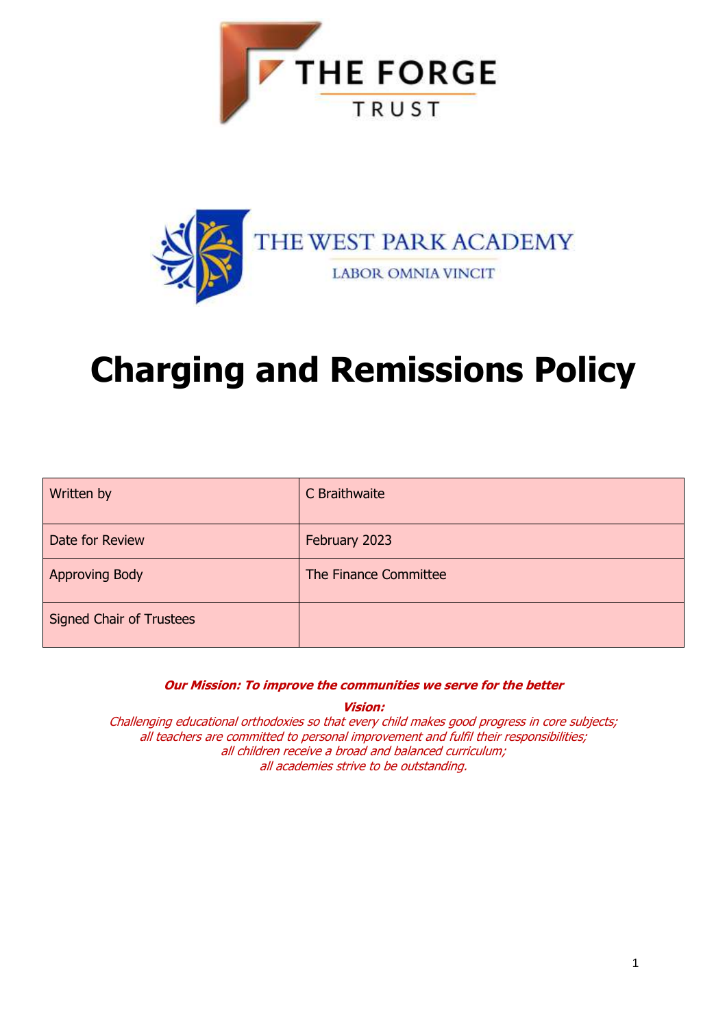THE FORGE

TRUST

THE WEST PARK ACADEMY

LABOR OMNIA VINCIT

# Charging and Remissions Policy

| Written by | C Braithwaite |
|---|---|
| Date for Review | February 2023 |
| Approving Body | The Finance Committee |
| Signed Chair of Trustees | |

***Our Mission: To improve the communities we serve for the better***

***Vision:***

*Challenging educational orthodoxies so that every child makes good progress in core subjects;*
*all teachers are committed to personal improvement and fulfil their responsibilities;*
*all children receive a broad and balanced curriculum;*
*all academies strive to be outstanding.*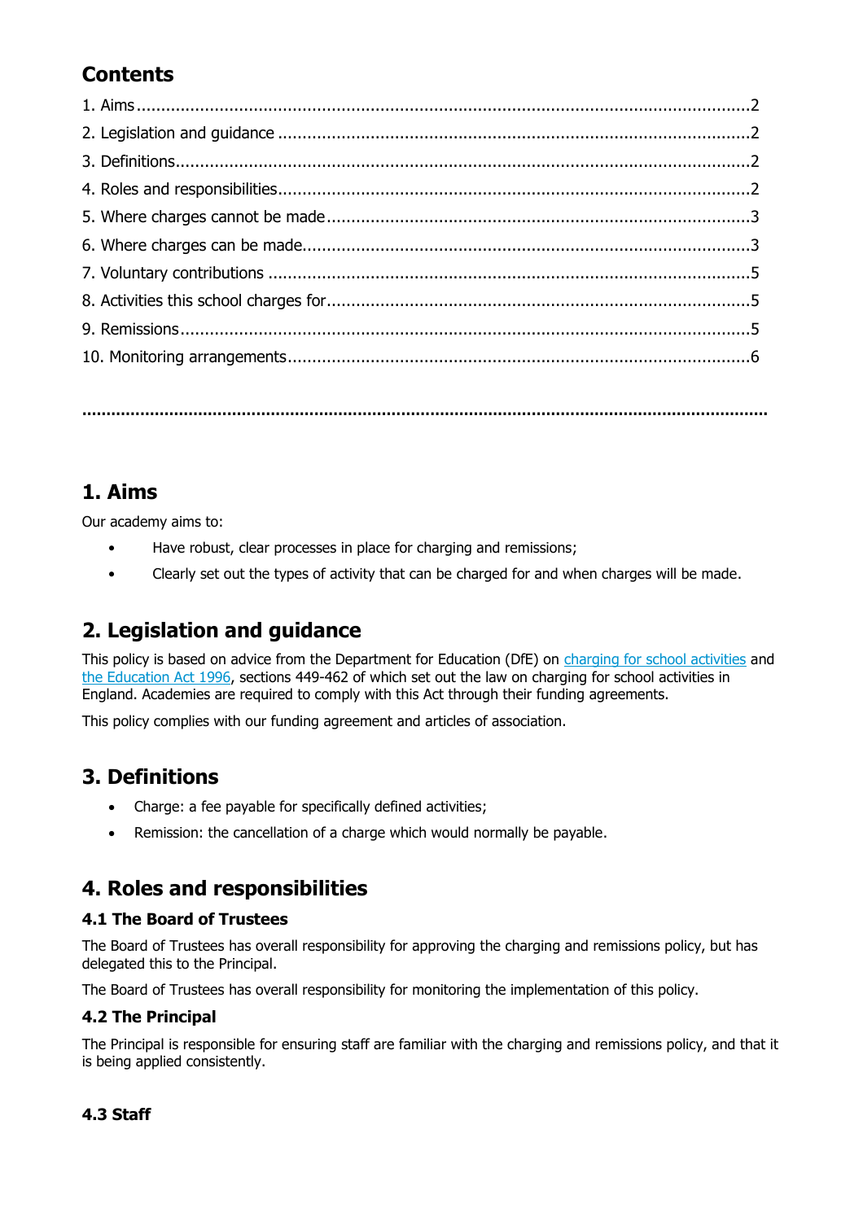## Contents

1. Aims ..... 2
2. Legislation and guidance ..... 2
3. Definitions ..... 2
4. Roles and responsibilities ..... 2
5. Where charges cannot be made ..... 3
6. Where charges can be made ..... 3
7. Voluntary contributions ..... 5
8. Activities this school charges for ..... 5
9. Remissions ..... 5
10. Monitoring arrangements ..... 6

---

## 1. Aims

Our academy aims to:

- Have robust, clear processes in place for charging and remissions;
- Clearly set out the types of activity that can be charged for and when charges will be made.

## 2. Legislation and guidance

This policy is based on advice from the Department for Education (DfE) on charging for school activities and the Education Act 1996, sections 449-462 of which set out the law on charging for school activities in England. Academies are required to comply with this Act through their funding agreements.

This policy complies with our funding agreement and articles of association.

## 3. Definitions

- Charge: a fee payable for specifically defined activities;
- Remission: the cancellation of a charge which would normally be payable.

## 4. Roles and responsibilities

### 4.1 The Board of Trustees

The Board of Trustees has overall responsibility for approving the charging and remissions policy, but has delegated this to the Principal.

The Board of Trustees has overall responsibility for monitoring the implementation of this policy.

### 4.2 The Principal

The Principal is responsible for ensuring staff are familiar with the charging and remissions policy, and that it is being applied consistently.

### 4.3 Staff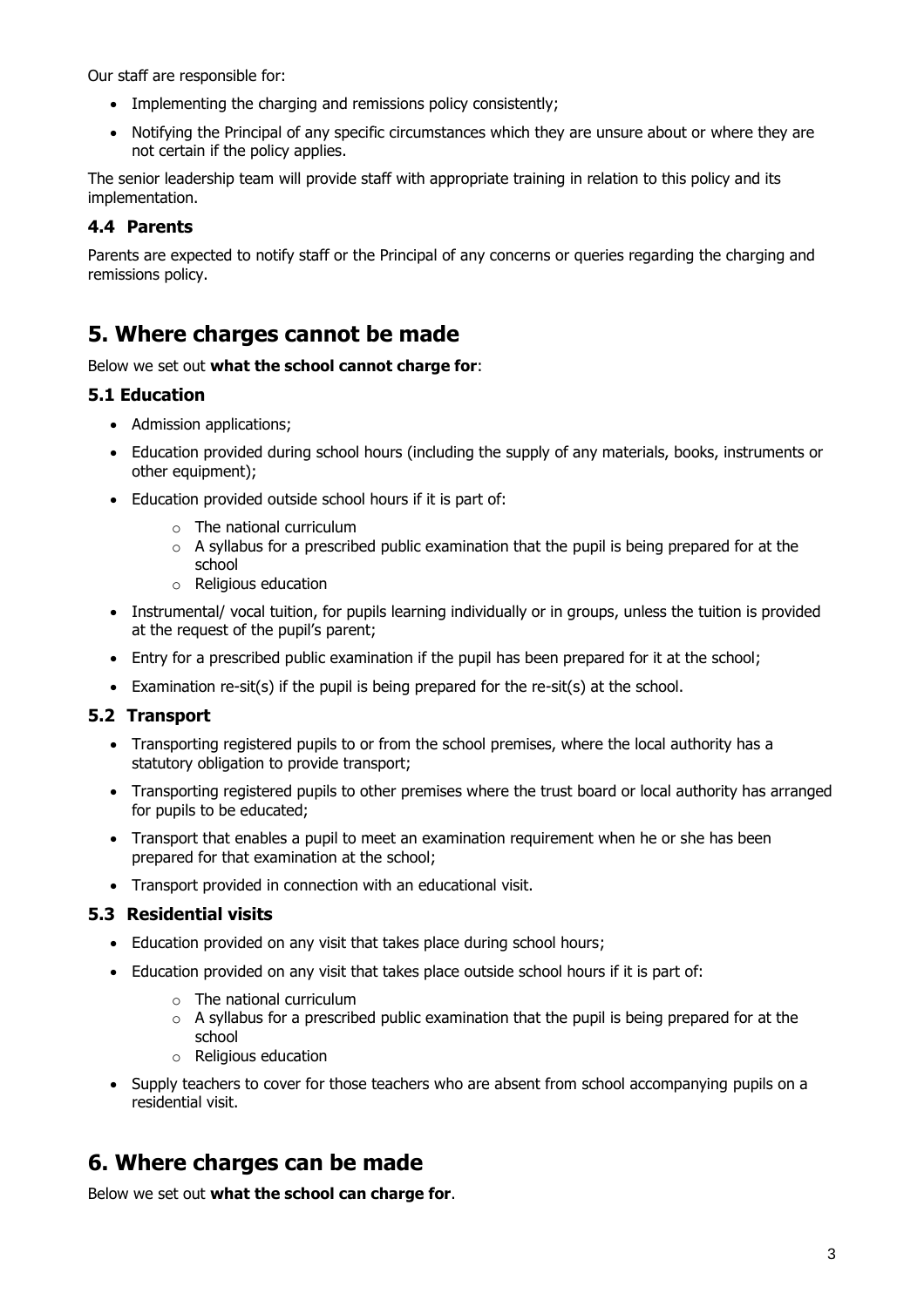Our staff are responsible for:

- Implementing the charging and remissions policy consistently;
- Notifying the Principal of any specific circumstances which they are unsure about or where they are not certain if the policy applies.

The senior leadership team will provide staff with appropriate training in relation to this policy and its implementation.

### 4.4 Parents

Parents are expected to notify staff or the Principal of any concerns or queries regarding the charging and remissions policy.

## 5. Where charges cannot be made

Below we set out **what the school cannot charge for**:

### 5.1 Education

- Admission applications;
- Education provided during school hours (including the supply of any materials, books, instruments or other equipment);
- Education provided outside school hours if it is part of:
  - The national curriculum
  - A syllabus for a prescribed public examination that the pupil is being prepared for at the school
  - Religious education
- Instrumental/ vocal tuition, for pupils learning individually or in groups, unless the tuition is provided at the request of the pupil's parent;
- Entry for a prescribed public examination if the pupil has been prepared for it at the school;
- Examination re-sit(s) if the pupil is being prepared for the re-sit(s) at the school.

### 5.2 Transport

- Transporting registered pupils to or from the school premises, where the local authority has a statutory obligation to provide transport;
- Transporting registered pupils to other premises where the trust board or local authority has arranged for pupils to be educated;
- Transport that enables a pupil to meet an examination requirement when he or she has been prepared for that examination at the school;
- Transport provided in connection with an educational visit.

### 5.3 Residential visits

- Education provided on any visit that takes place during school hours;
- Education provided on any visit that takes place outside school hours if it is part of:
  - The national curriculum
  - A syllabus for a prescribed public examination that the pupil is being prepared for at the school
  - Religious education
- Supply teachers to cover for those teachers who are absent from school accompanying pupils on a residential visit.

## 6. Where charges can be made

Below we set out **what the school can charge for**.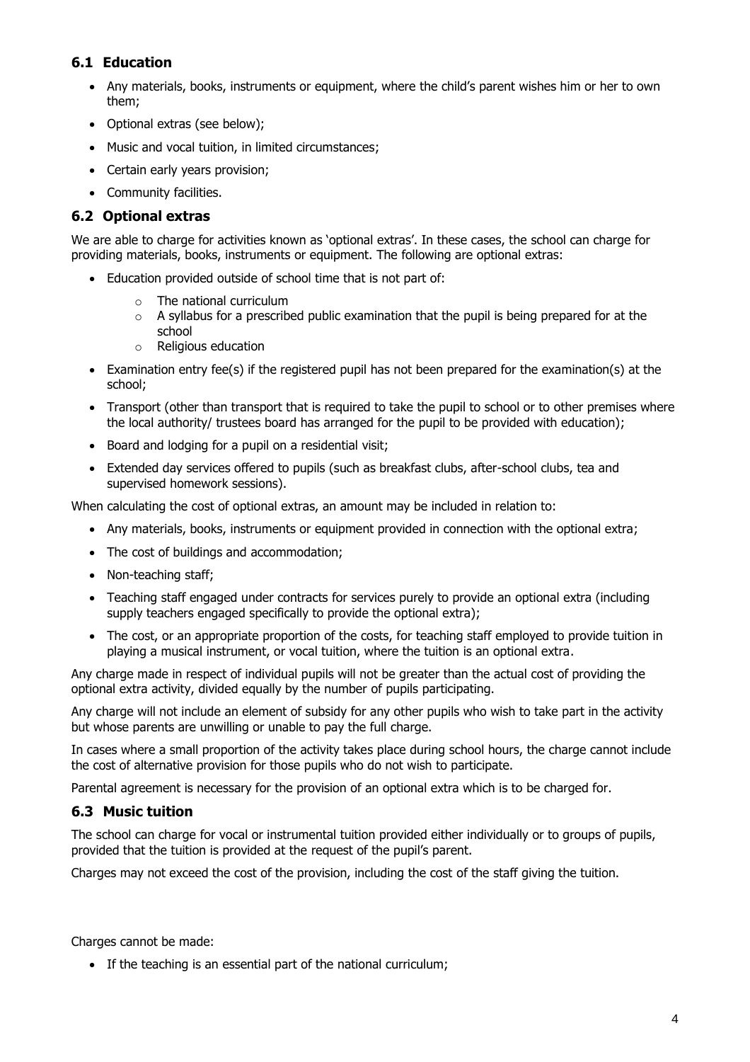### 6.1 Education

- Any materials, books, instruments or equipment, where the child's parent wishes him or her to own them;
- Optional extras (see below);
- Music and vocal tuition, in limited circumstances;
- Certain early years provision;
- Community facilities.

### 6.2 Optional extras

We are able to charge for activities known as 'optional extras'. In these cases, the school can charge for providing materials, books, instruments or equipment. The following are optional extras:

- Education provided outside of school time that is not part of:
  - The national curriculum
  - A syllabus for a prescribed public examination that the pupil is being prepared for at the school
  - Religious education
- Examination entry fee(s) if the registered pupil has not been prepared for the examination(s) at the school;
- Transport (other than transport that is required to take the pupil to school or to other premises where the local authority/ trustees board has arranged for the pupil to be provided with education);
- Board and lodging for a pupil on a residential visit;
- Extended day services offered to pupils (such as breakfast clubs, after-school clubs, tea and supervised homework sessions).

When calculating the cost of optional extras, an amount may be included in relation to:

- Any materials, books, instruments or equipment provided in connection with the optional extra;
- The cost of buildings and accommodation;
- Non-teaching staff;
- Teaching staff engaged under contracts for services purely to provide an optional extra (including supply teachers engaged specifically to provide the optional extra);
- The cost, or an appropriate proportion of the costs, for teaching staff employed to provide tuition in playing a musical instrument, or vocal tuition, where the tuition is an optional extra.

Any charge made in respect of individual pupils will not be greater than the actual cost of providing the optional extra activity, divided equally by the number of pupils participating.

Any charge will not include an element of subsidy for any other pupils who wish to take part in the activity but whose parents are unwilling or unable to pay the full charge.

In cases where a small proportion of the activity takes place during school hours, the charge cannot include the cost of alternative provision for those pupils who do not wish to participate.

Parental agreement is necessary for the provision of an optional extra which is to be charged for.

### 6.3 Music tuition

The school can charge for vocal or instrumental tuition provided either individually or to groups of pupils, provided that the tuition is provided at the request of the pupil's parent.

Charges may not exceed the cost of the provision, including the cost of the staff giving the tuition.

Charges cannot be made:

- If the teaching is an essential part of the national curriculum;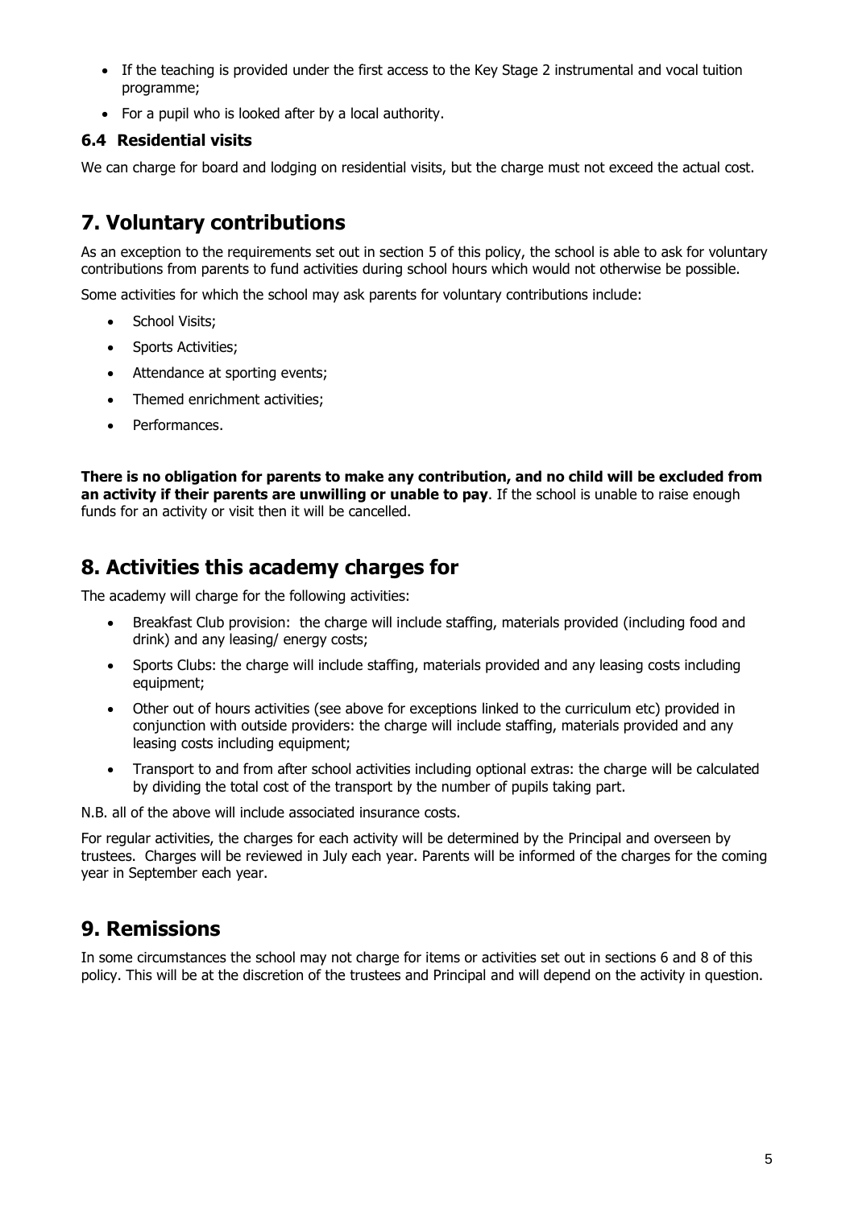- If the teaching is provided under the first access to the Key Stage 2 instrumental and vocal tuition programme;
- For a pupil who is looked after by a local authority.

### 6.4 Residential visits

We can charge for board and lodging on residential visits, but the charge must not exceed the actual cost.

## 7. Voluntary contributions

As an exception to the requirements set out in section 5 of this policy, the school is able to ask for voluntary contributions from parents to fund activities during school hours which would not otherwise be possible.

Some activities for which the school may ask parents for voluntary contributions include:

- School Visits;
- Sports Activities;
- Attendance at sporting events;
- Themed enrichment activities;
- Performances.

**There is no obligation for parents to make any contribution, and no child will be excluded from an activity if their parents are unwilling or unable to pay**. If the school is unable to raise enough funds for an activity or visit then it will be cancelled.

## 8. Activities this academy charges for

The academy will charge for the following activities:

- Breakfast Club provision: the charge will include staffing, materials provided (including food and drink) and any leasing/ energy costs;
- Sports Clubs: the charge will include staffing, materials provided and any leasing costs including equipment;
- Other out of hours activities (see above for exceptions linked to the curriculum etc) provided in conjunction with outside providers: the charge will include staffing, materials provided and any leasing costs including equipment;
- Transport to and from after school activities including optional extras: the charge will be calculated by dividing the total cost of the transport by the number of pupils taking part.

N.B. all of the above will include associated insurance costs.

For regular activities, the charges for each activity will be determined by the Principal and overseen by trustees. Charges will be reviewed in July each year. Parents will be informed of the charges for the coming year in September each year.

## 9. Remissions

In some circumstances the school may not charge for items or activities set out in sections 6 and 8 of this policy. This will be at the discretion of the trustees and Principal and will depend on the activity in question.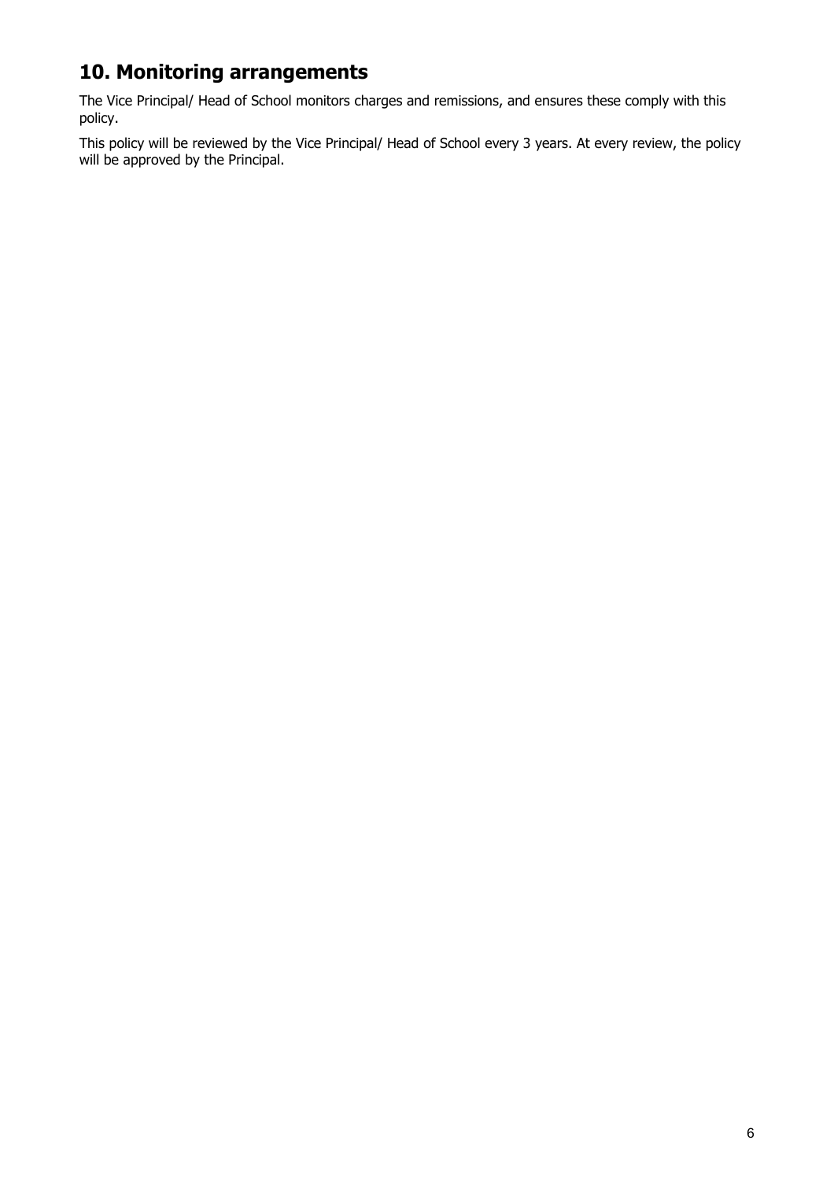## 10. Monitoring arrangements

The Vice Principal/ Head of School monitors charges and remissions, and ensures these comply with this policy.

This policy will be reviewed by the Vice Principal/ Head of School every 3 years. At every review, the policy will be approved by the Principal.